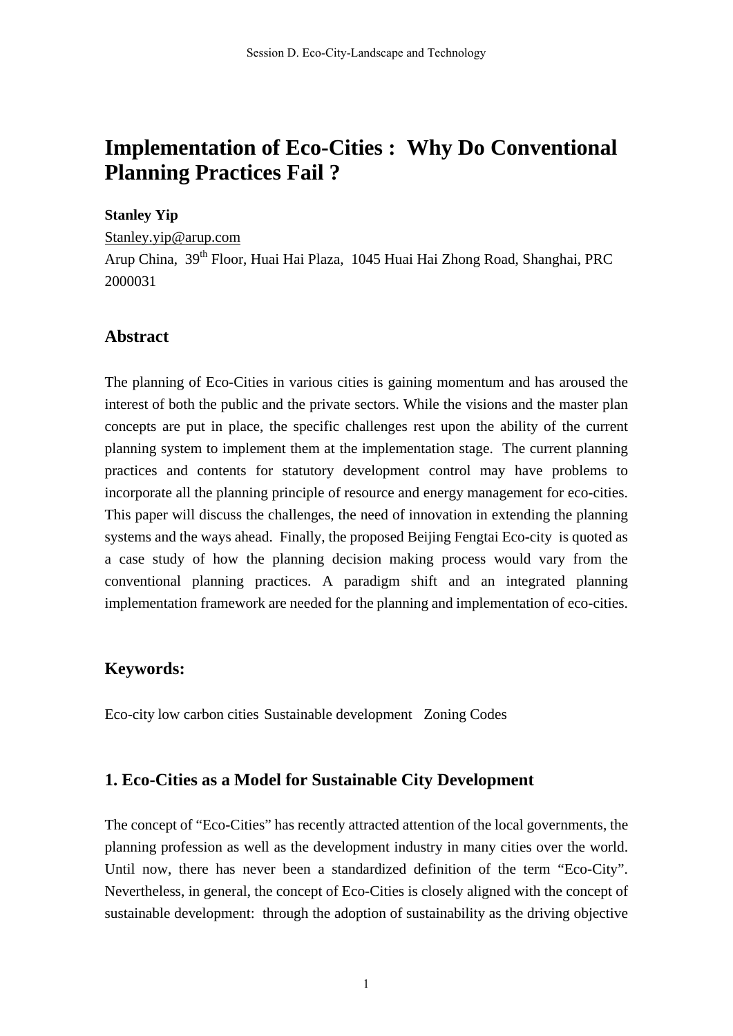# Implementation of Eco-Cities : Why Do Conventional Planning Practices Fail ?

**Stanley Yip**

Stanley.yip@arup.com

Arup China, 39th Floor, Huai Hai Plaza, 1045 Huai Hai Zhong Road, Shanghai, PRC 2000031

## Abstract

The planning of Eco-Cities in various cities is gaining momentum and has aroused the interest of both the public and the private sectors. While the visions and the master plan concepts are put in place, the specific challenges rest upon the ability of the current planning system to implement them at the implementation stage. The current planning practices and contents for statutory development control may have problems to incorporate all the planning principle of resource and energy management for eco-cities. This paper will discuss the challenges, the need of innovation in extending the planning systems and the ways ahead. Finally, the proposed Beijing Fengtai Eco-city is quoted as a case study of how the planning decision making process would vary from the conventional planning practices. A paradigm shift and an integrated planning implementation framework are needed for the planning and implementation of eco-cities.

## Keywords:

Eco-city low carbon cities Sustainable development Zoning Codes

## 1. Eco-Cities as a Model for Sustainable City Development

The concept of "Eco-Cities" has recently attracted attention of the local governments, the planning profession as well as the development industry in many cities over the world. Until now, there has never been a standardized definition of the term "Eco-City". Nevertheless, in general, the concept of Eco-Cities is closely aligned with the concept of sustainable development: through the adoption of sustainability as the driving objective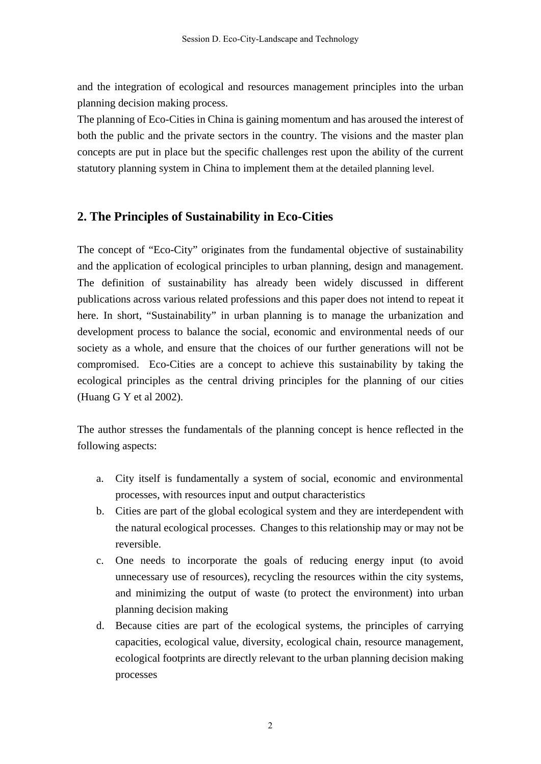and the integration of ecological and resources management principles into the urban planning decision making process.

The planning of Eco-Cities in China is gaining momentum and has aroused the interest of both the public and the private sectors in the country. The visions and the master plan concepts are put in place but the specific challenges rest upon the ability of the current statutory planning system in China to implement them at the detailed planning level.

## 2. The Principles of Sustainability in Eco-Cities

The concept of "Eco-City" originates from the fundamental objective of sustainability and the application of ecological principles to urban planning, design and management. The definition of sustainability has already been widely discussed in different publications across various related professions and this paper does not intend to repeat it here. In short, "Sustainability" in urban planning is to manage the urbanization and development process to balance the social, economic and environmental needs of our society as a whole, and ensure that the choices of our further generations will not be compromised. Eco-Cities are a concept to achieve this sustainability by taking the ecological principles as the central driving principles for the planning of our cities (Huang G Y et al 2002).

The author stresses the fundamentals of the planning concept is hence reflected in the following aspects:

a. City itself is fundamentally a system of social, economic and environmental processes, with resources input and output characteristics
b. Cities are part of the global ecological system and they are interdependent with the natural ecological processes. Changes to this relationship may or may not be reversible.
c. One needs to incorporate the goals of reducing energy input (to avoid unnecessary use of resources), recycling the resources within the city systems, and minimizing the output of waste (to protect the environment) into urban planning decision making
d. Because cities are part of the ecological systems, the principles of carrying capacities, ecological value, diversity, ecological chain, resource management, ecological footprints are directly relevant to the urban planning decision making processes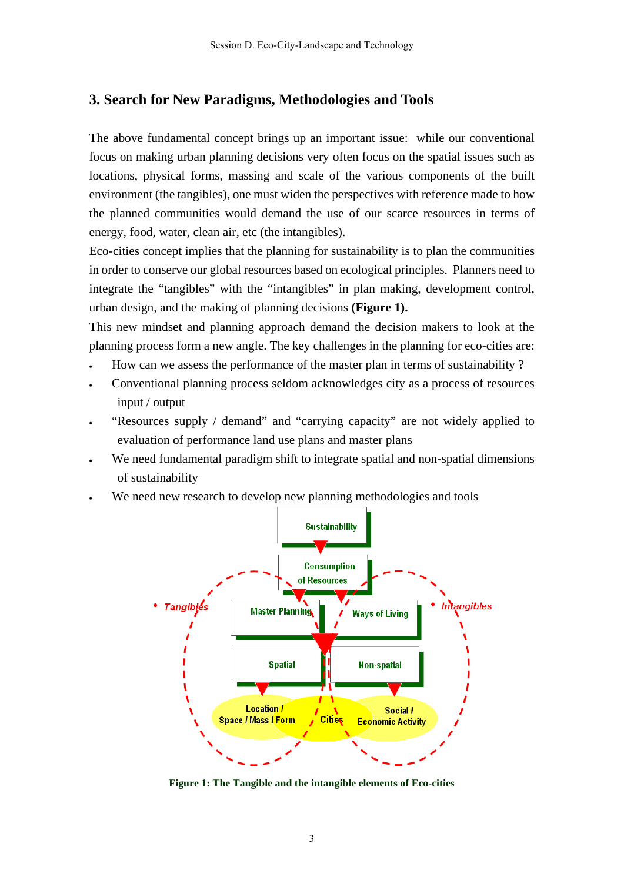## 3. Search for New Paradigms, Methodologies and Tools

The above fundamental concept brings up an important issue: while our conventional focus on making urban planning decisions very often focus on the spatial issues such as locations, physical forms, massing and scale of the various components of the built environment (the tangibles), one must widen the perspectives with reference made to how the planned communities would demand the use of our scarce resources in terms of energy, food, water, clean air, etc (the intangibles).

Eco-cities concept implies that the planning for sustainability is to plan the communities in order to conserve our global resources based on ecological principles. Planners need to integrate the “tangibles” with the “intangibles” in plan making, development control, urban design, and the making of planning decisions **(Figure 1).**

This new mindset and planning approach demand the decision makers to look at the planning process form a new angle. The key challenges in the planning for eco-cities are:

- How can we assess the performance of the master plan in terms of sustainability ?
- Conventional planning process seldom acknowledges city as a process of resources input / output
- “Resources supply / demand” and “carrying capacity” are not widely applied to evaluation of performance land use plans and master plans
- We need fundamental paradigm shift to integrate spatial and non-spatial dimensions of sustainability
- We need new research to develop new planning methodologies and tools

Sustainability → Consumption of Resources → Master Planning / Ways of Living → Spatial / Non-spatial → Location / Space / Mass / Form, Cities, Social / Economic Activity (Tangibles; Intangibles)

**Figure 1: The Tangible and the intangible elements of Eco-cities**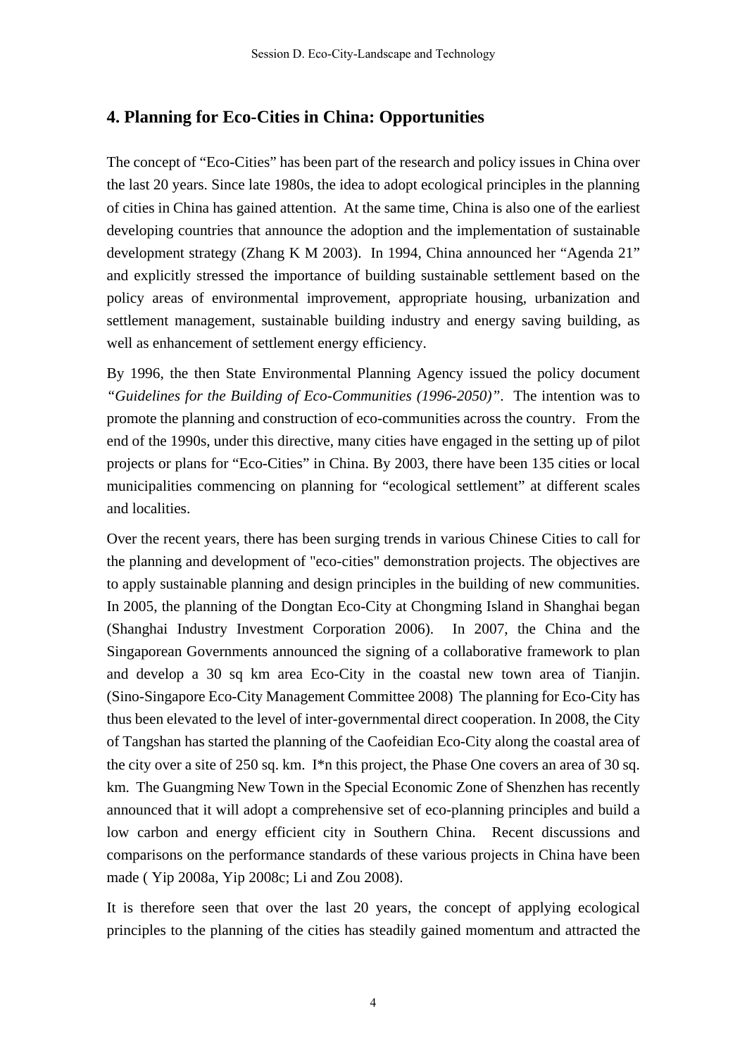## 4. Planning for Eco-Cities in China: Opportunities

The concept of "Eco-Cities" has been part of the research and policy issues in China over the last 20 years. Since late 1980s, the idea to adopt ecological principles in the planning of cities in China has gained attention. At the same time, China is also one of the earliest developing countries that announce the adoption and the implementation of sustainable development strategy (Zhang K M 2003). In 1994, China announced her "Agenda 21" and explicitly stressed the importance of building sustainable settlement based on the policy areas of environmental improvement, appropriate housing, urbanization and settlement management, sustainable building industry and energy saving building, as well as enhancement of settlement energy efficiency.

By 1996, the then State Environmental Planning Agency issued the policy document *"Guidelines for the Building of Eco-Communities (1996-2050)"*. The intention was to promote the planning and construction of eco-communities across the country. From the end of the 1990s, under this directive, many cities have engaged in the setting up of pilot projects or plans for "Eco-Cities" in China. By 2003, there have been 135 cities or local municipalities commencing on planning for "ecological settlement" at different scales and localities.

Over the recent years, there has been surging trends in various Chinese Cities to call for the planning and development of "eco-cities" demonstration projects. The objectives are to apply sustainable planning and design principles in the building of new communities. In 2005, the planning of the Dongtan Eco-City at Chongming Island in Shanghai began (Shanghai Industry Investment Corporation 2006). In 2007, the China and the Singaporean Governments announced the signing of a collaborative framework to plan and develop a 30 sq km area Eco-City in the coastal new town area of Tianjin. (Sino-Singapore Eco-City Management Committee 2008) The planning for Eco-City has thus been elevated to the level of inter-governmental direct cooperation. In 2008, the City of Tangshan has started the planning of the Caofeidian Eco-City along the coastal area of the city over a site of 250 sq. km. I*n this project, the Phase One covers an area of 30 sq. km. The Guangming New Town in the Special Economic Zone of Shenzhen has recently announced that it will adopt a comprehensive set of eco-planning principles and build a low carbon and energy efficient city in Southern China. Recent discussions and comparisons on the performance standards of these various projects in China have been made ( Yip 2008a, Yip 2008c; Li and Zou 2008).

It is therefore seen that over the last 20 years, the concept of applying ecological principles to the planning of the cities has steadily gained momentum and attracted the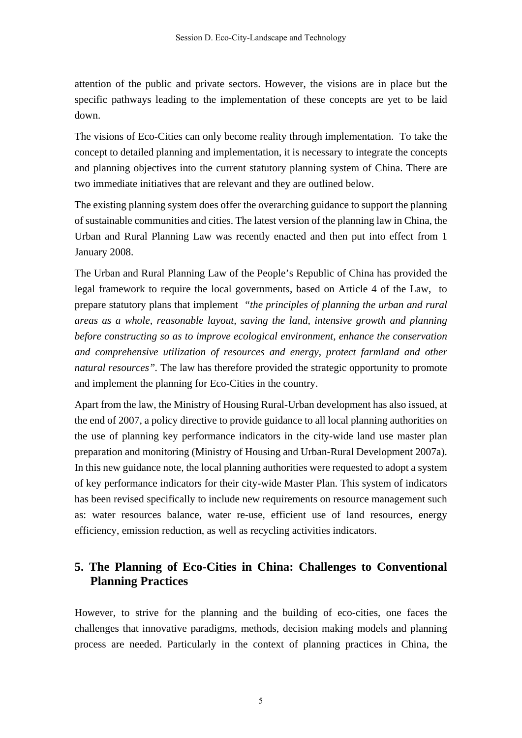attention of the public and private sectors. However, the visions are in place but the specific pathways leading to the implementation of these concepts are yet to be laid down.

The visions of Eco-Cities can only become reality through implementation. To take the concept to detailed planning and implementation, it is necessary to integrate the concepts and planning objectives into the current statutory planning system of China. There are two immediate initiatives that are relevant and they are outlined below.

The existing planning system does offer the overarching guidance to support the planning of sustainable communities and cities. The latest version of the planning law in China, the Urban and Rural Planning Law was recently enacted and then put into effect from 1 January 2008.

The Urban and Rural Planning Law of the People's Republic of China has provided the legal framework to require the local governments, based on Article 4 of the Law, to prepare statutory plans that implement *"the principles of planning the urban and rural areas as a whole, reasonable layout, saving the land, intensive growth and planning before constructing so as to improve ecological environment, enhance the conservation and comprehensive utilization of resources and energy, protect farmland and other natural resources".* The law has therefore provided the strategic opportunity to promote and implement the planning for Eco-Cities in the country.

Apart from the law, the Ministry of Housing Rural-Urban development has also issued, at the end of 2007, a policy directive to provide guidance to all local planning authorities on the use of planning key performance indicators in the city-wide land use master plan preparation and monitoring (Ministry of Housing and Urban-Rural Development 2007a). In this new guidance note, the local planning authorities were requested to adopt a system of key performance indicators for their city-wide Master Plan. This system of indicators has been revised specifically to include new requirements on resource management such as: water resources balance, water re-use, efficient use of land resources, energy efficiency, emission reduction, as well as recycling activities indicators.

## 5. The Planning of Eco-Cities in China: Challenges to Conventional Planning Practices

However, to strive for the planning and the building of eco-cities, one faces the challenges that innovative paradigms, methods, decision making models and planning process are needed. Particularly in the context of planning practices in China, the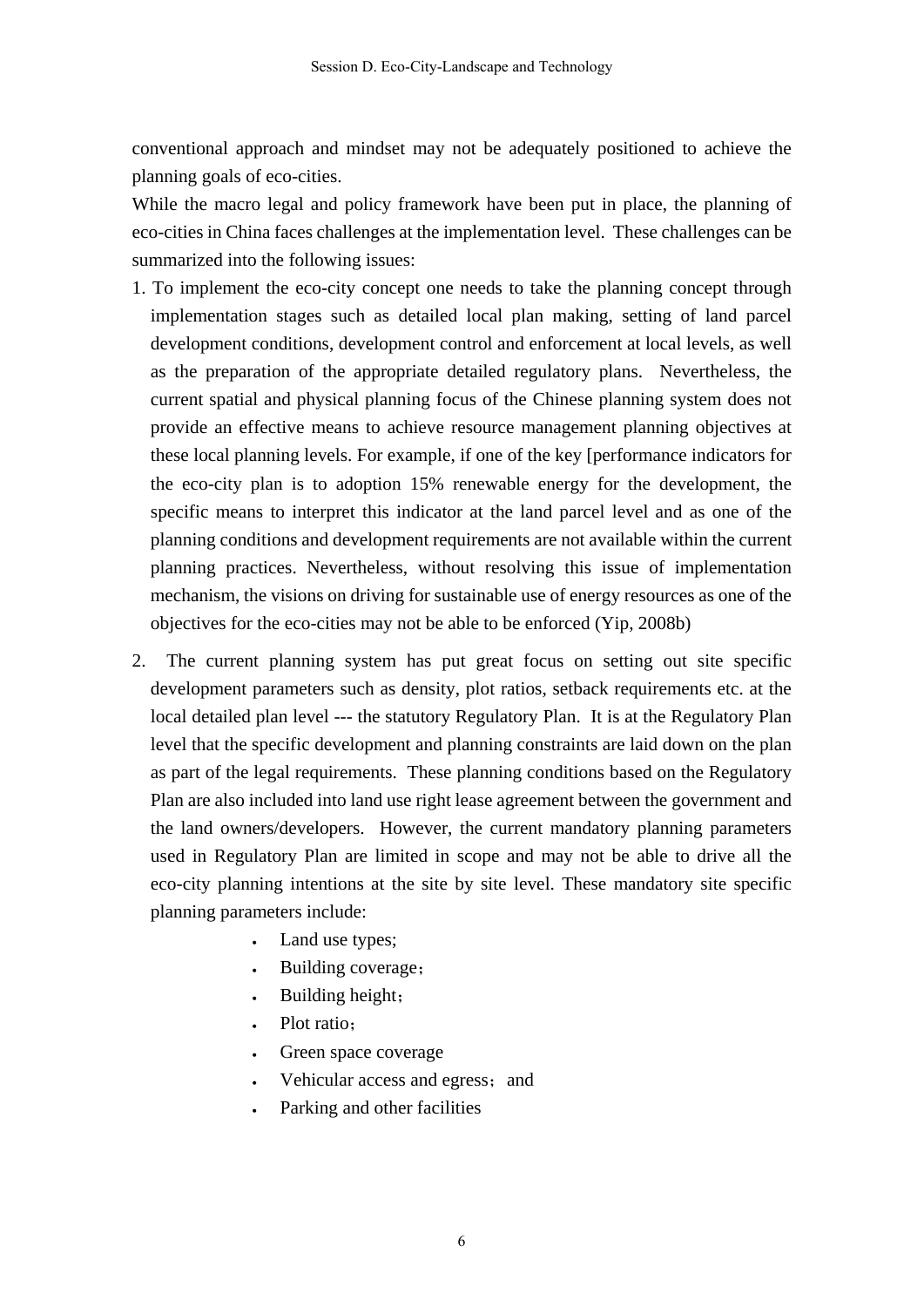conventional approach and mindset may not be adequately positioned to achieve the planning goals of eco-cities.

While the macro legal and policy framework have been put in place, the planning of eco-cities in China faces challenges at the implementation level. These challenges can be summarized into the following issues:

1. To implement the eco-city concept one needs to take the planning concept through implementation stages such as detailed local plan making, setting of land parcel development conditions, development control and enforcement at local levels, as well as the preparation of the appropriate detailed regulatory plans. Nevertheless, the current spatial and physical planning focus of the Chinese planning system does not provide an effective means to achieve resource management planning objectives at these local planning levels. For example, if one of the key [performance indicators for the eco-city plan is to adoption 15% renewable energy for the development, the specific means to interpret this indicator at the land parcel level and as one of the planning conditions and development requirements are not available within the current planning practices. Nevertheless, without resolving this issue of implementation mechanism, the visions on driving for sustainable use of energy resources as one of the objectives for the eco-cities may not be able to be enforced (Yip, 2008b)

2. The current planning system has put great focus on setting out site specific development parameters such as density, plot ratios, setback requirements etc. at the local detailed plan level --- the statutory Regulatory Plan. It is at the Regulatory Plan level that the specific development and planning constraints are laid down on the plan as part of the legal requirements. These planning conditions based on the Regulatory Plan are also included into land use right lease agreement between the government and the land owners/developers. However, the current mandatory planning parameters used in Regulatory Plan are limited in scope and may not be able to drive all the eco-city planning intentions at the site by site level. These mandatory site specific planning parameters include:
   - Land use types;
   - Building coverage；
   - Building height；
   - Plot ratio；
   - Green space coverage
   - Vehicular access and egress； and
   - Parking and other facilities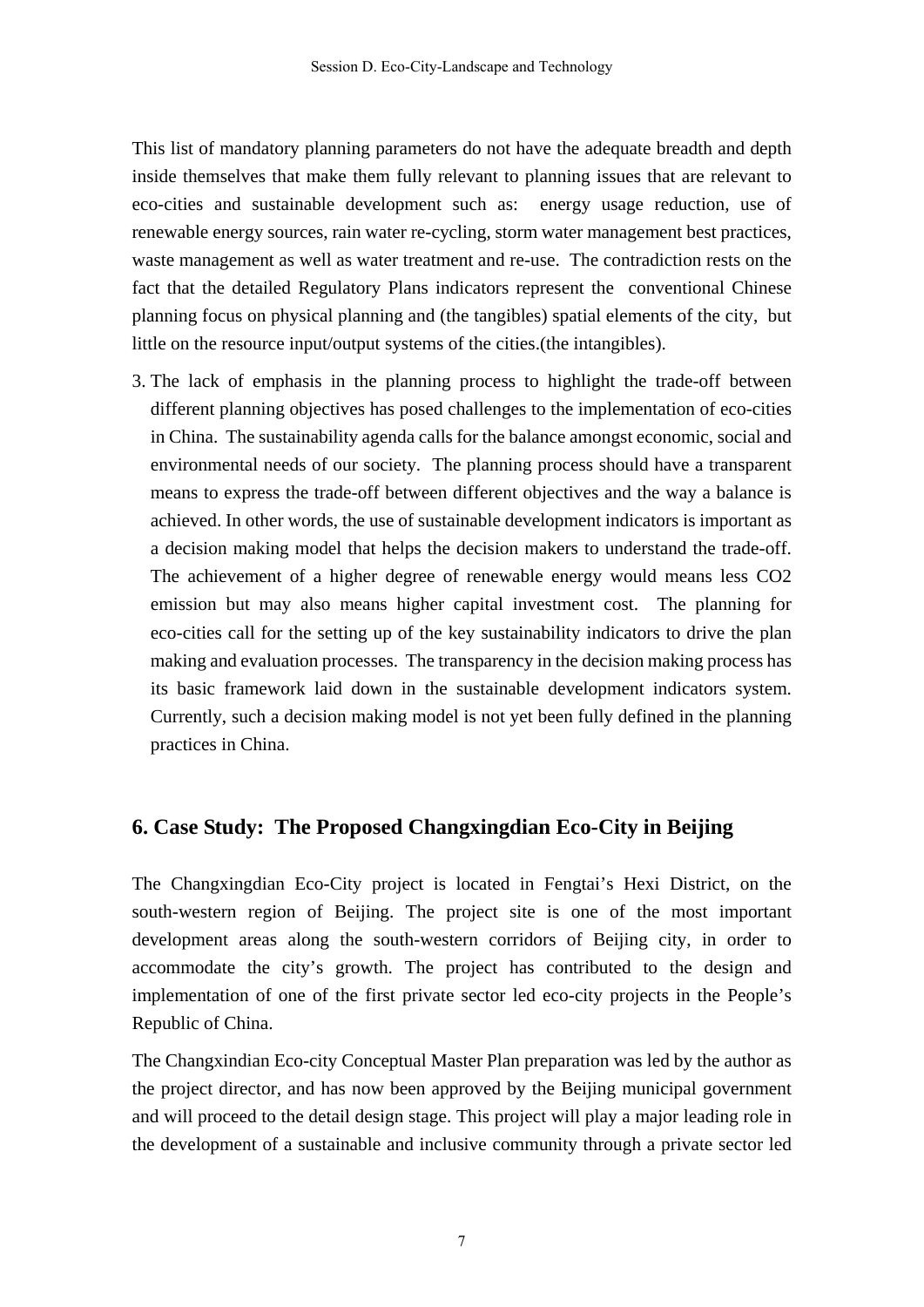This list of mandatory planning parameters do not have the adequate breadth and depth inside themselves that make them fully relevant to planning issues that are relevant to eco-cities and sustainable development such as: energy usage reduction, use of renewable energy sources, rain water re-cycling, storm water management best practices, waste management as well as water treatment and re-use. The contradiction rests on the fact that the detailed Regulatory Plans indicators represent the conventional Chinese planning focus on physical planning and (the tangibles) spatial elements of the city, but little on the resource input/output systems of the cities.(the intangibles).

3. The lack of emphasis in the planning process to highlight the trade-off between different planning objectives has posed challenges to the implementation of eco-cities in China. The sustainability agenda calls for the balance amongst economic, social and environmental needs of our society. The planning process should have a transparent means to express the trade-off between different objectives and the way a balance is achieved. In other words, the use of sustainable development indicators is important as a decision making model that helps the decision makers to understand the trade-off. The achievement of a higher degree of renewable energy would means less $CO_2$ emission but may also means higher capital investment cost. The planning for eco-cities call for the setting up of the key sustainability indicators to drive the plan making and evaluation processes. The transparency in the decision making process has its basic framework laid down in the sustainable development indicators system. Currently, such a decision making model is not yet been fully defined in the planning practices in China.

## 6. Case Study: The Proposed Changxingdian Eco-City in Beijing

The Changxingdian Eco-City project is located in Fengtai's Hexi District, on the south-western region of Beijing. The project site is one of the most important development areas along the south-western corridors of Beijing city, in order to accommodate the city's growth. The project has contributed to the design and implementation of one of the first private sector led eco-city projects in the People's Republic of China.

The Changxindian Eco-city Conceptual Master Plan preparation was led by the author as the project director, and has now been approved by the Beijing municipal government and will proceed to the detail design stage. This project will play a major leading role in the development of a sustainable and inclusive community through a private sector led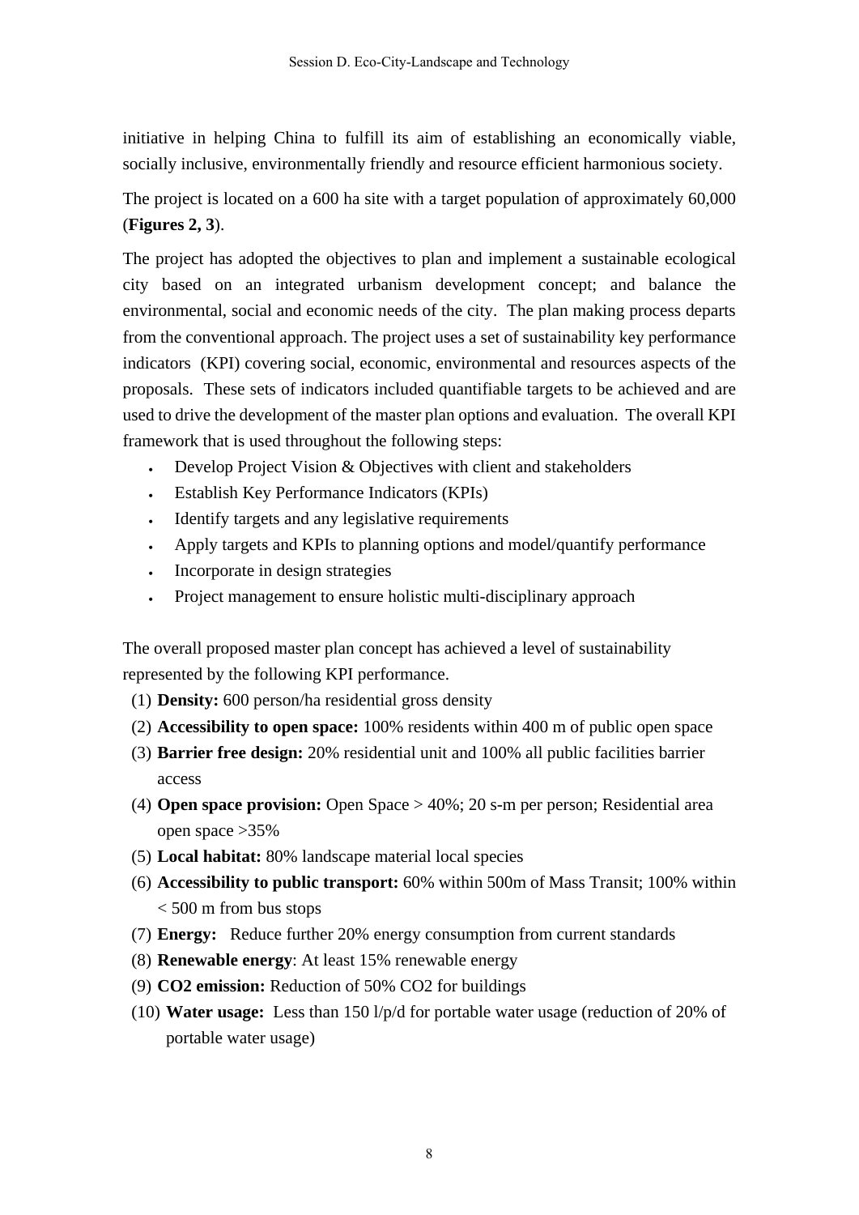initiative in helping China to fulfill its aim of establishing an economically viable, socially inclusive, environmentally friendly and resource efficient harmonious society.

The project is located on a 600 ha site with a target population of approximately 60,000 (**Figures 2, 3**).

The project has adopted the objectives to plan and implement a sustainable ecological city based on an integrated urbanism development concept; and balance the environmental, social and economic needs of the city. The plan making process departs from the conventional approach. The project uses a set of sustainability key performance indicators (KPI) covering social, economic, environmental and resources aspects of the proposals. These sets of indicators included quantifiable targets to be achieved and are used to drive the development of the master plan options and evaluation. The overall KPI framework that is used throughout the following steps:

- Develop Project Vision & Objectives with client and stakeholders
- Establish Key Performance Indicators (KPIs)
- Identify targets and any legislative requirements
- Apply targets and KPIs to planning options and model/quantify performance
- Incorporate in design strategies
- Project management to ensure holistic multi-disciplinary approach

The overall proposed master plan concept has achieved a level of sustainability represented by the following KPI performance.

(1) **Density:** 600 person/ha residential gross density
(2) **Accessibility to open space:** 100% residents within 400 m of public open space
(3) **Barrier free design:** 20% residential unit and 100% all public facilities barrier access
(4) **Open space provision:** Open Space > 40%; 20 s-m per person; Residential area open space >35%
(5) **Local habitat:** 80% landscape material local species
(6) **Accessibility to public transport:** 60% within 500m of Mass Transit; 100% within < 500 m from bus stops
(7) **Energy:** Reduce further 20% energy consumption from current standards
(8) **Renewable energy**: At least 15% renewable energy
(9) **CO2 emission:** Reduction of 50% CO2 for buildings
(10) **Water usage:** Less than 150 l/p/d for portable water usage (reduction of 20% of portable water usage)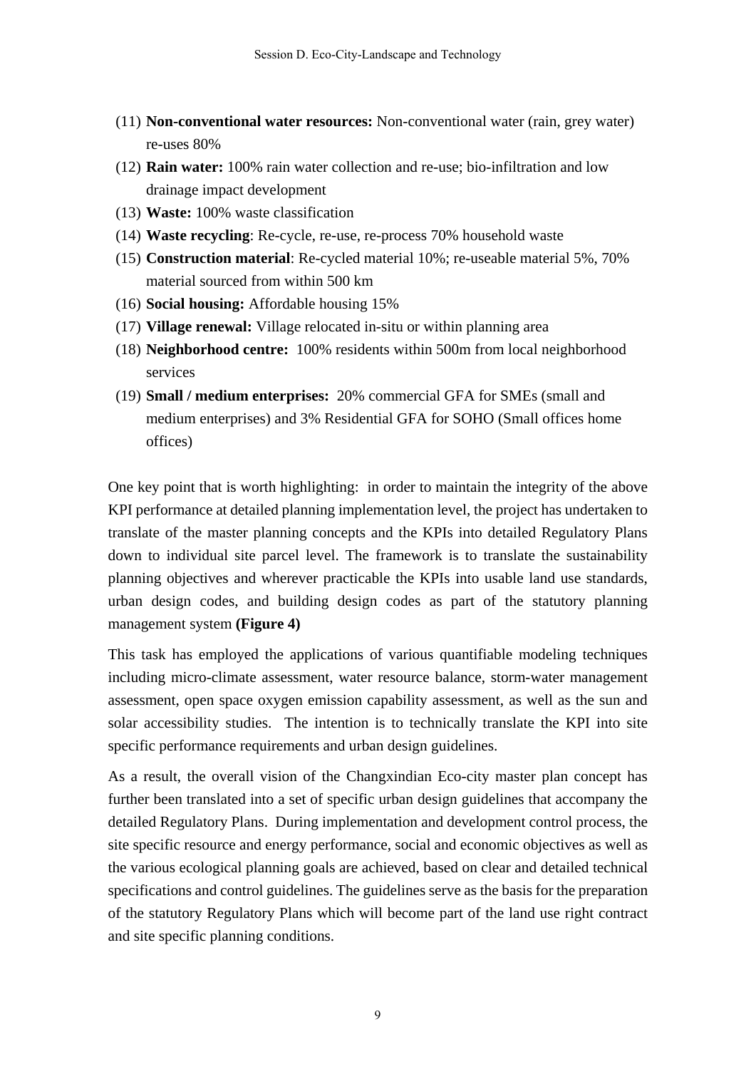(11) **Non-conventional water resources:** Non-conventional water (rain, grey water) re-uses 80%

(12) **Rain water:** 100% rain water collection and re-use; bio-infiltration and low drainage impact development

(13) **Waste:** 100% waste classification

(14) **Waste recycling**: Re-cycle, re-use, re-process 70% household waste

(15) **Construction material**: Re-cycled material 10%; re-useable material 5%, 70% material sourced from within 500 km

(16) **Social housing:** Affordable housing 15%

(17) **Village renewal:** Village relocated in-situ or within planning area

(18) **Neighborhood centre:** 100% residents within 500m from local neighborhood services

(19) **Small / medium enterprises:** 20% commercial GFA for SMEs (small and medium enterprises) and 3% Residential GFA for SOHO (Small offices home offices)

One key point that is worth highlighting: in order to maintain the integrity of the above KPI performance at detailed planning implementation level, the project has undertaken to translate of the master planning concepts and the KPIs into detailed Regulatory Plans down to individual site parcel level. The framework is to translate the sustainability planning objectives and wherever practicable the KPIs into usable land use standards, urban design codes, and building design codes as part of the statutory planning management system **(Figure 4)**

This task has employed the applications of various quantifiable modeling techniques including micro-climate assessment, water resource balance, storm-water management assessment, open space oxygen emission capability assessment, as well as the sun and solar accessibility studies. The intention is to technically translate the KPI into site specific performance requirements and urban design guidelines.

As a result, the overall vision of the Changxindian Eco-city master plan concept has further been translated into a set of specific urban design guidelines that accompany the detailed Regulatory Plans. During implementation and development control process, the site specific resource and energy performance, social and economic objectives as well as the various ecological planning goals are achieved, based on clear and detailed technical specifications and control guidelines. The guidelines serve as the basis for the preparation of the statutory Regulatory Plans which will become part of the land use right contract and site specific planning conditions.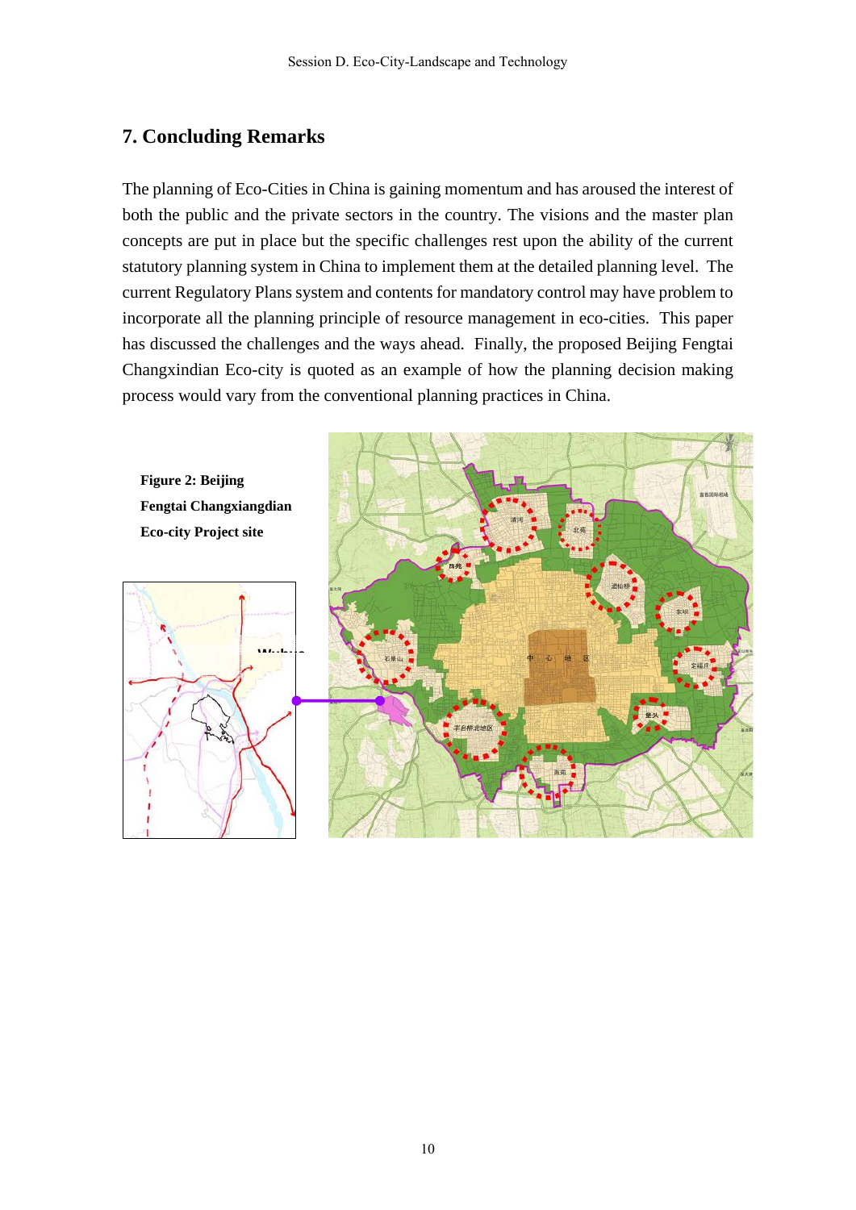## 7. Concluding Remarks

The planning of Eco-Cities in China is gaining momentum and has aroused the interest of both the public and the private sectors in the country. The visions and the master plan concepts are put in place but the specific challenges rest upon the ability of the current statutory planning system in China to implement them at the detailed planning level. The current Regulatory Plans system and contents for mandatory control may have problem to incorporate all the planning principle of resource management in eco-cities. This paper has discussed the challenges and the ways ahead. Finally, the proposed Beijing Fengtai Changxindian Eco-city is quoted as an example of how the planning decision making process would vary from the conventional planning practices in China.

**Figure 2: Beijing Fengtai Changxiangdian Eco-city Project site**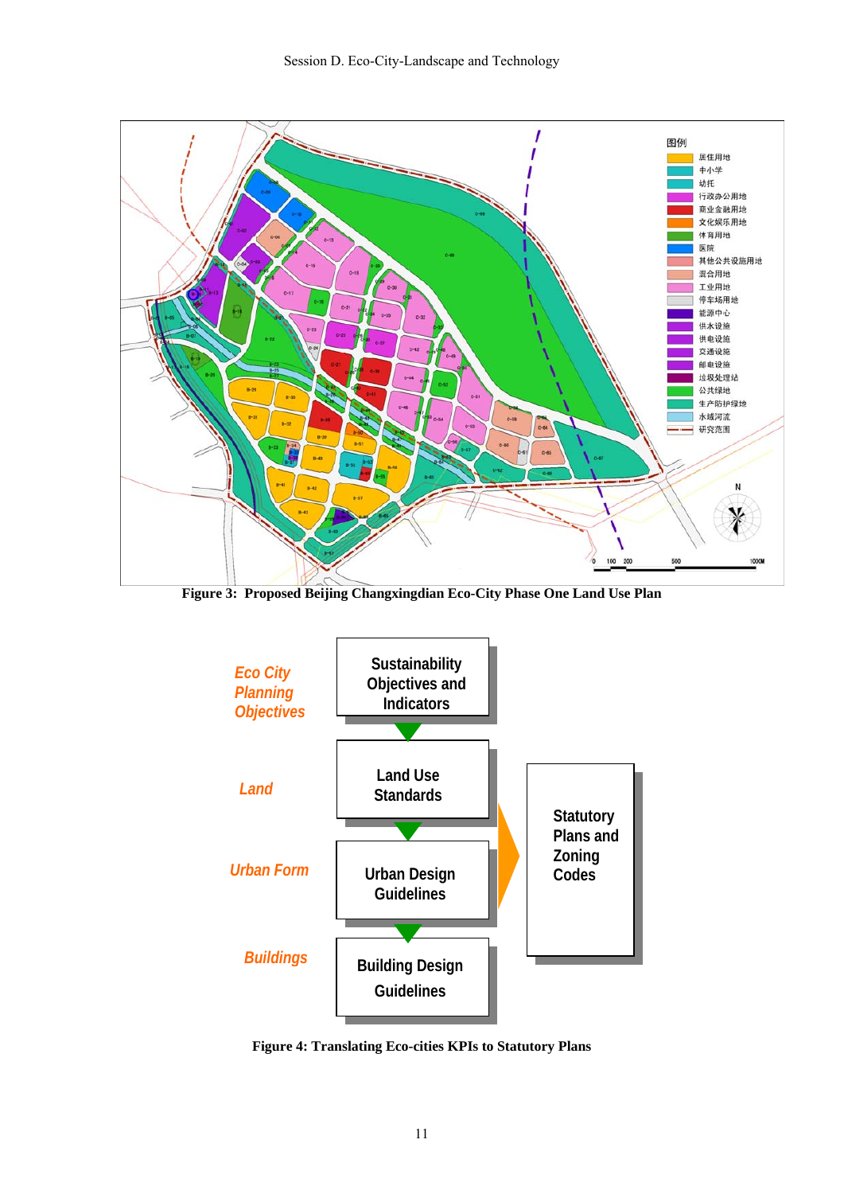Figure 3: Proposed Beijing Changxingdian Eco-City Phase One Land Use Plan

| | |
|---|---|
| *Eco City Planning Objectives* | Sustainability Objectives and Indicators |
| *Land* | Land Use Standards |
| *Urban Form* | Urban Design Guidelines |
| *Buildings* | Building Design Guidelines |

Statutory Plans and Zoning Codes

Figure 4: Translating Eco-cities KPIs to Statutory Plans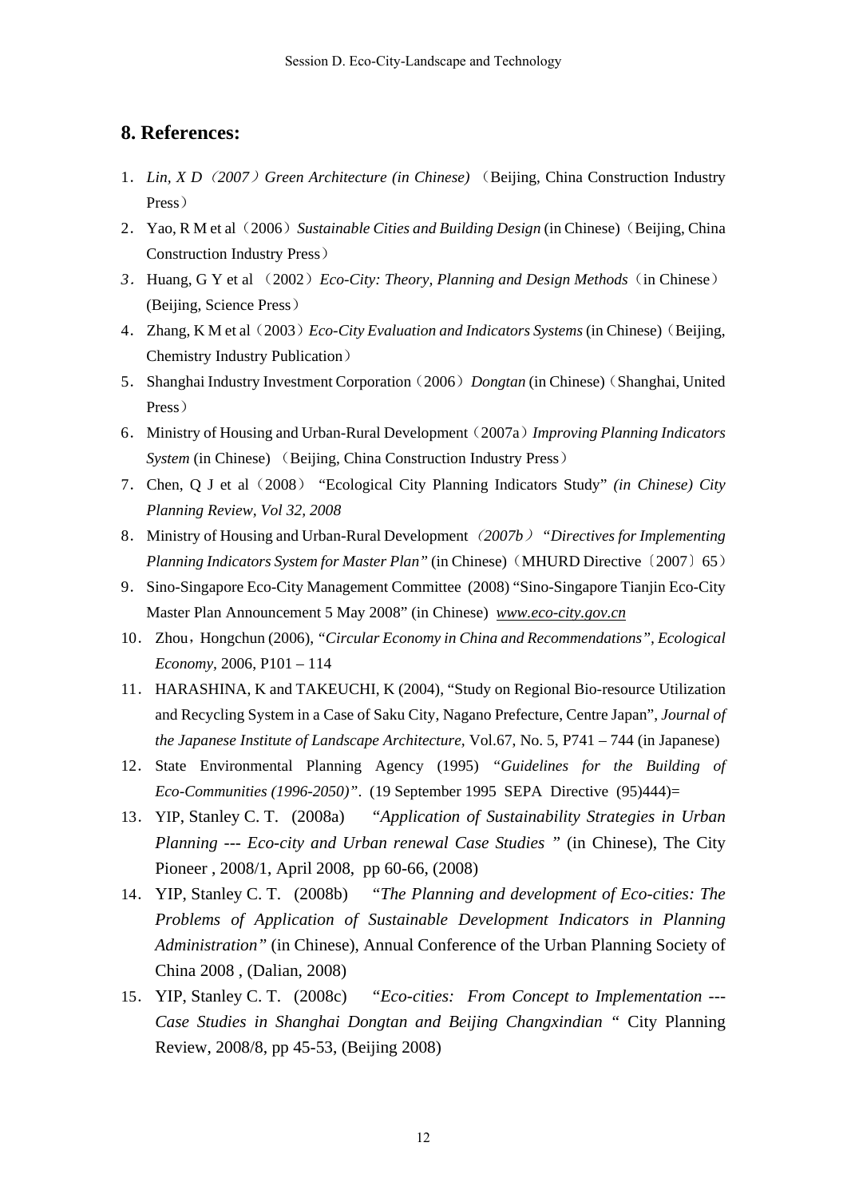## 8. References:

1. *Lin, X D（2007）Green Architecture (in Chinese)* （Beijing, China Construction Industry Press）
2. Yao, R M et al（2006）*Sustainable Cities and Building Design* (in Chinese)（Beijing, China Construction Industry Press）
3. Huang, G Y et al （2002）*Eco-City: Theory, Planning and Design Methods*（in Chinese）(Beijing, Science Press）
4. Zhang, K M et al（2003）*Eco-City Evaluation and Indicators Systems* (in Chinese)（Beijing, Chemistry Industry Publication）
5. Shanghai Industry Investment Corporation（2006）*Dongtan* (in Chinese)（Shanghai, United Press）
6. Ministry of Housing and Urban-Rural Development（2007a）*Improving Planning Indicators System* (in Chinese) （Beijing, China Construction Industry Press）
7. Chen, Q J et al（2008） "Ecological City Planning Indicators Study" *(in Chinese) City Planning Review, Vol 32, 2008*
8. Ministry of Housing and Urban-Rural Development *（2007b） "Directives for Implementing Planning Indicators System for Master Plan"* (in Chinese)（MHURD Directive〔2007〕65）
9. Sino-Singapore Eco-City Management Committee (2008) "Sino-Singapore Tianjin Eco-City Master Plan Announcement 5 May 2008" (in Chinese) *www.eco-city.gov.cn*
10. Zhou，Hongchun (2006), "*Circular Economy in China and Recommendations", Ecological Economy,* 2006, P101 – 114
11. HARASHINA, K and TAKEUCHI, K (2004), "Study on Regional Bio-resource Utilization and Recycling System in a Case of Saku City, Nagano Prefecture, Centre Japan", *Journal of the Japanese Institute of Landscape Architecture*, Vol.67, No. 5, P741 – 744 (in Japanese)
12. State Environmental Planning Agency (1995) "*Guidelines for the Building of Eco-Communities (1996-2050)*". (19 September 1995 SEPA Directive (95)444)=
13. YIP, Stanley C. T. (2008a) "*Application of Sustainability Strategies in Urban Planning --- Eco-city and Urban renewal Case Studies* " (in Chinese), The City Pioneer , 2008/1, April 2008, pp 60-66, (2008)
14. YIP, Stanley C. T. (2008b) "*The Planning and development of Eco-cities: The Problems of Application of Sustainable Development Indicators in Planning Administration"* (in Chinese), Annual Conference of the Urban Planning Society of China 2008 , (Dalian, 2008)
15. YIP, Stanley C. T. (2008c) "*Eco-cities: From Concept to Implementation --- Case Studies in Shanghai Dongtan and Beijing Changxindian* " City Planning Review, 2008/8, pp 45-53, (Beijing 2008)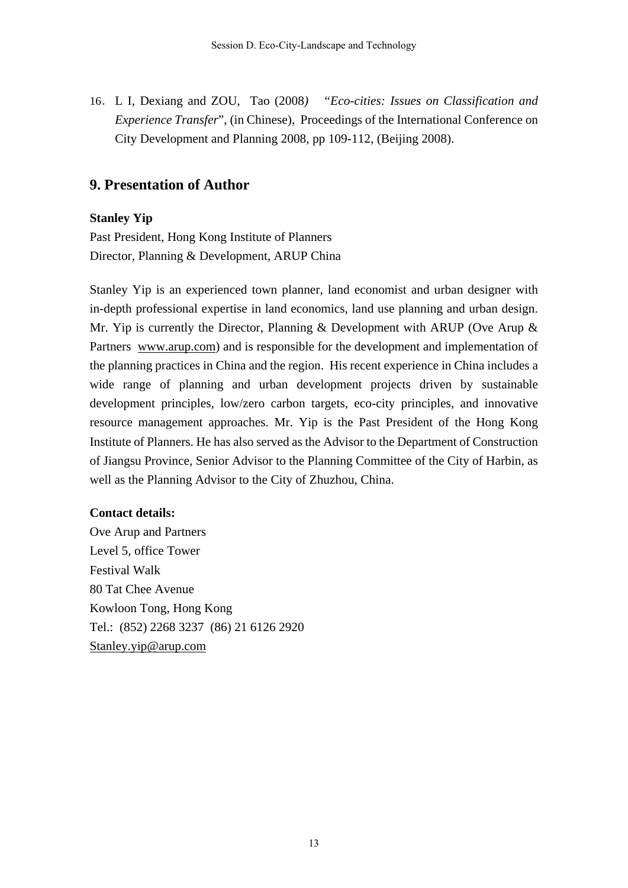16. L I, Dexiang and ZOU, Tao (2008) "*Eco-cities: Issues on Classification and Experience Transfer*", (in Chinese), Proceedings of the International Conference on City Development and Planning 2008, pp 109-112, (Beijing 2008).

## 9. Presentation of Author

**Stanley Yip**

Past President, Hong Kong Institute of Planners
Director, Planning & Development, ARUP China

Stanley Yip is an experienced town planner, land economist and urban designer with in-depth professional expertise in land economics, land use planning and urban design. Mr. Yip is currently the Director, Planning & Development with ARUP (Ove Arup & Partners www.arup.com) and is responsible for the development and implementation of the planning practices in China and the region. His recent experience in China includes a wide range of planning and urban development projects driven by sustainable development principles, low/zero carbon targets, eco-city principles, and innovative resource management approaches. Mr. Yip is the Past President of the Hong Kong Institute of Planners. He has also served as the Advisor to the Department of Construction of Jiangsu Province, Senior Advisor to the Planning Committee of the City of Harbin, as well as the Planning Advisor to the City of Zhuzhou, China.

**Contact details:**

Ove Arup and Partners
Level 5, office Tower
Festival Walk
80 Tat Chee Avenue
Kowloon Tong, Hong Kong
Tel.: (852) 2268 3237 (86) 21 6126 2920
Stanley.yip@arup.com